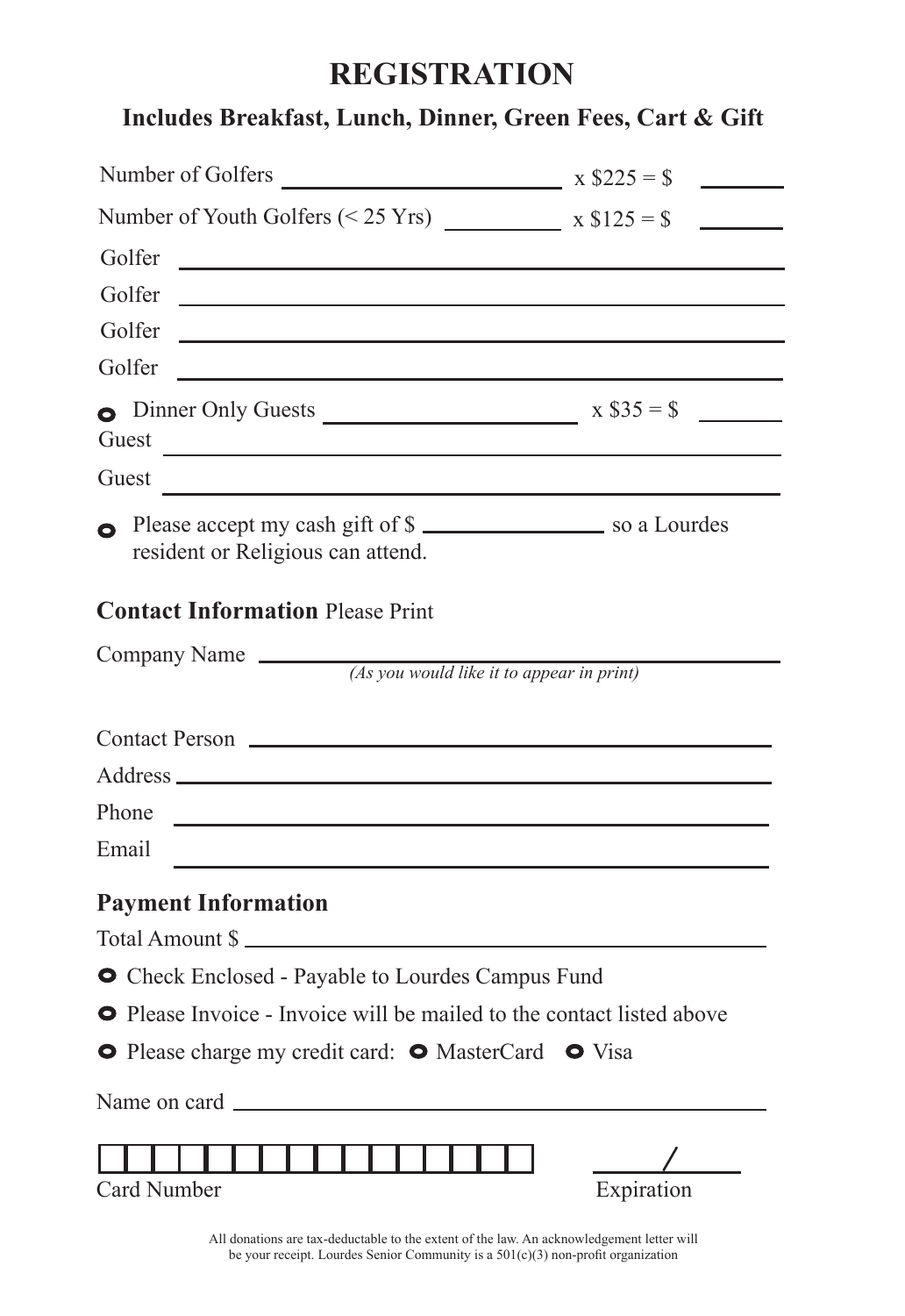# REGISTRATION

## Includes Breakfast, Lunch, Dinner, Green Fees, Cart & Gift

Number of Golfers ______________________ x $225 = $ ________

Number of Youth Golfers (< 25 Yrs) __________ x $125 = $ ________

Golfer ____________________________________________

Golfer ____________________________________________

Golfer ____________________________________________

Golfer ____________________________________________

- Dinner Only Guests ______________________ x $35 = $ ________

Guest ____________________________________________

Guest ____________________________________________

- Please accept my cash gift of $ ______________ so a Lourdes resident or Religious can attend.

### Contact Information Please Print

Company Name ____________________________________________
*(As you would like it to appear in print)*

Contact Person ____________________________________________

Address ____________________________________________

Phone ____________________________________________

Email ____________________________________________

### Payment Information

Total Amount $ ____________________________________________

- Check Enclosed - Payable to Lourdes Campus Fund
- Please Invoice - Invoice will be mailed to the contact listed above
- Please charge my credit card: MasterCard Visa

Name on card ____________________________________________

|  |  |  |  |  |  |  |  |  |  |  |  |  |  |  |  |
|---|---|---|---|---|---|---|---|---|---|---|---|---|---|---|---|

Card Number

____ / ____
Expiration

All donations are tax-deductable to the extent of the law. An acknowledgement letter will be your receipt. Lourdes Senior Community is a 501(c)(3) non-profit organization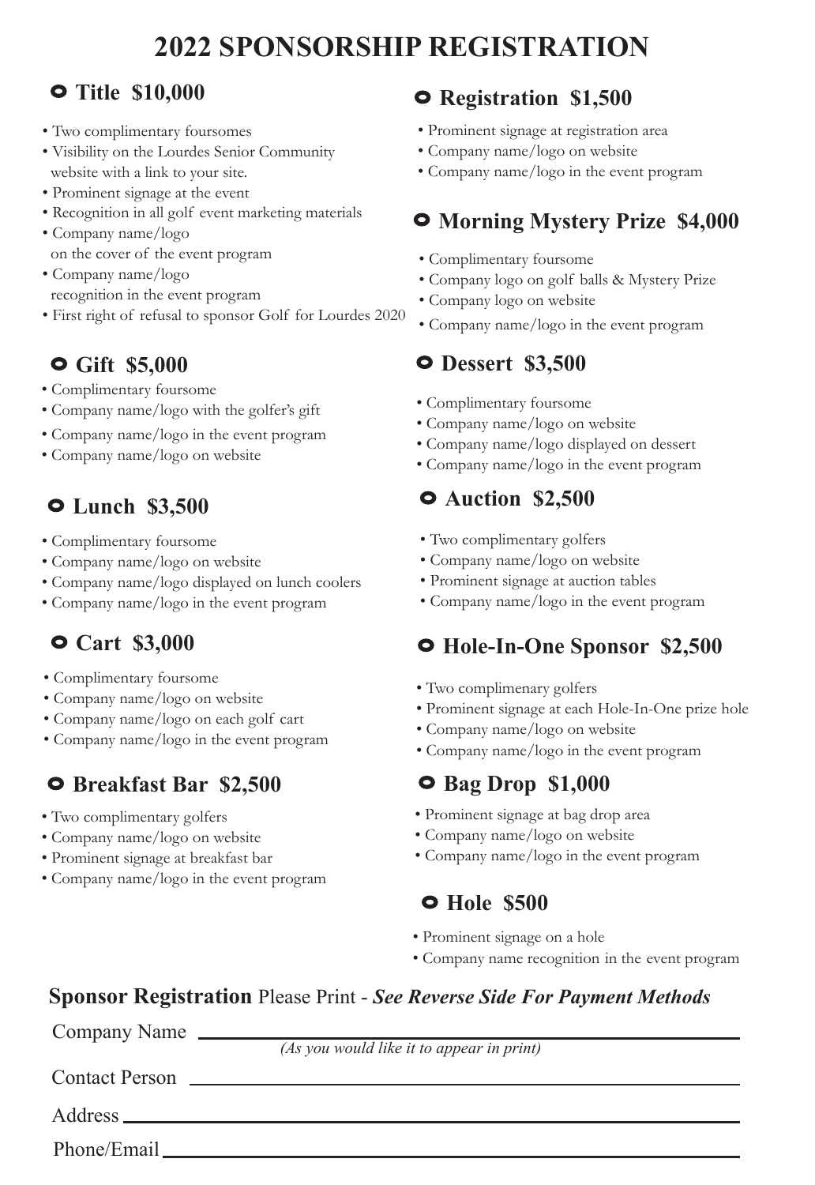# 2022 SPONSORSHIP REGISTRATION

## Title $10,000

- Two complimentary foursomes
- Visibility on the Lourdes Senior Community website with a link to your site.
- Prominent signage at the event
- Recognition in all golf event marketing materials
- Company name/logo on the cover of the event program
- Company name/logo recognition in the event program
- First right of refusal to sponsor Golf for Lourdes 2020

## Gift $5,000

- Complimentary foursome
- Company name/logo with the golfer's gift
- Company name/logo in the event program
- Company name/logo on website

## Lunch $3,500

- Complimentary foursome
- Company name/logo on website
- Company name/logo displayed on lunch coolers
- Company name/logo in the event program

## Cart $3,000

- Complimentary foursome
- Company name/logo on website
- Company name/logo on each golf cart
- Company name/logo in the event program

## Breakfast Bar $2,500

- Two complimentary golfers
- Company name/logo on website
- Prominent signage at breakfast bar
- Company name/logo in the event program

## Registration $1,500

- Prominent signage at registration area
- Company name/logo on website
- Company name/logo in the event program

## Morning Mystery Prize $4,000

- Complimentary foursome
- Company logo on golf balls & Mystery Prize
- Company logo on website
- Company name/logo in the event program

## Dessert $3,500

- Complimentary foursome
- Company name/logo on website
- Company name/logo displayed on dessert
- Company name/logo in the event program

## Auction $2,500

- Two complimentary golfers
- Company name/logo on website
- Prominent signage at auction tables
- Company name/logo in the event program

## Hole-In-One Sponsor $2,500

- Two complimenary golfers
- Prominent signage at each Hole-In-One prize hole
- Company name/logo on website
- Company name/logo in the event program

## Bag Drop $1,000

- Prominent signage at bag drop area
- Company name/logo on website
- Company name/logo in the event program

## Hole $500

- Prominent signage on a hole
- Company name recognition in the event program

**Sponsor Registration** Please Print - ***See Reverse Side For Payment Methods***

Company Name ______________________________

*(As you would like it to appear in print)*

Contact Person ______________________________

Address ______________________________

Phone/Email ______________________________